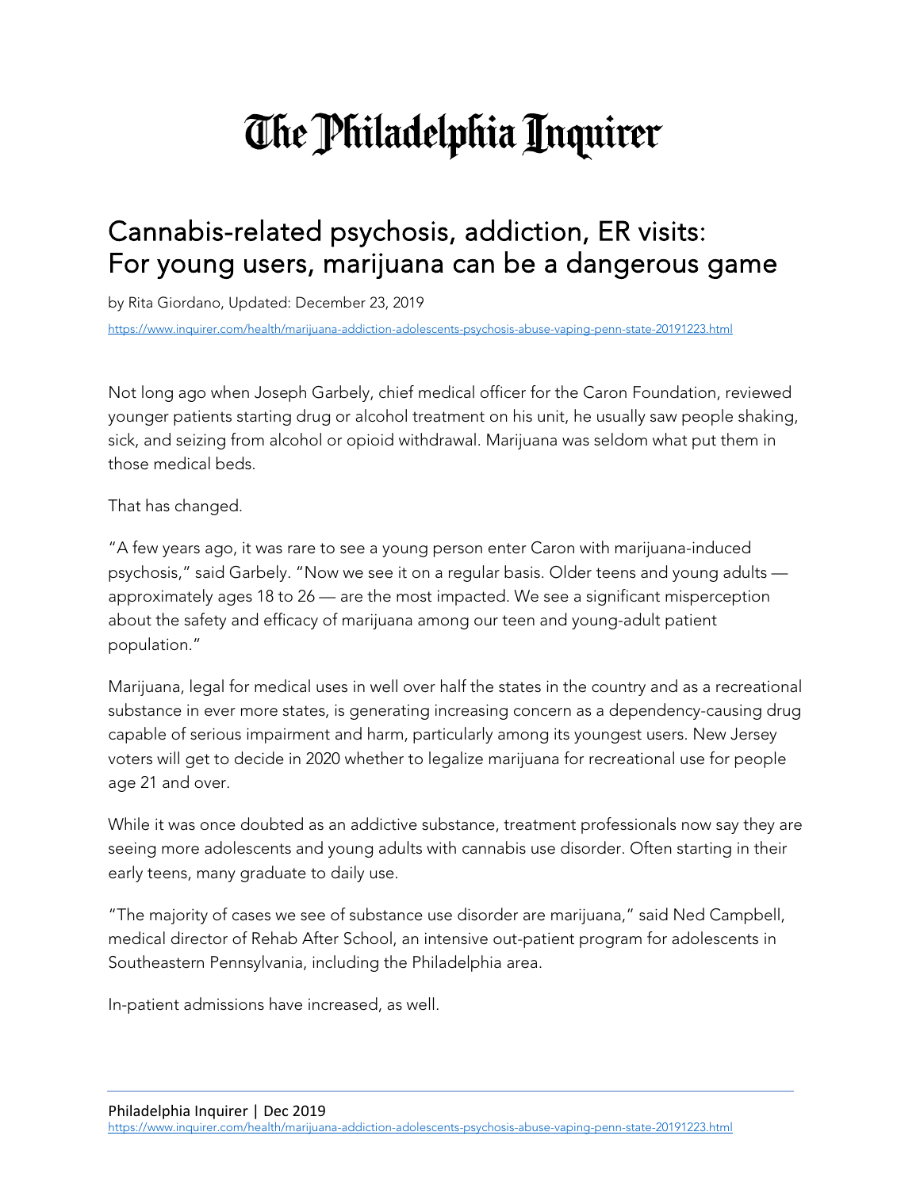# The Philadelphia Inquirer

## Cannabis-related psychosis, addiction, ER visits: For young users, marijuana can be a dangerous game

by Rita Giordano, Updated: December 23, 2019

https://www.inquirer.com/health/marijuana-addiction-adolescents-psychosis-abuse-vaping-penn-state-20191223.html

Not long ago when Joseph Garbely, chief medical officer for the Caron Foundation, reviewed younger patients starting drug or alcohol treatment on his unit, he usually saw people shaking, sick, and seizing from alcohol or opioid withdrawal. Marijuana was seldom what put them in those medical beds.

That has changed.

"A few years ago, it was rare to see a young person enter Caron with marijuana-induced psychosis," said Garbely. "Now we see it on a regular basis. Older teens and young adults — approximately ages 18 to 26 — are the most impacted. We see a significant misperception about the safety and efficacy of marijuana among our teen and young-adult patient population."

Marijuana, legal for medical uses in well over half the states in the country and as a recreational substance in ever more states, is generating increasing concern as a dependency-causing drug capable of serious impairment and harm, particularly among its youngest users. New Jersey voters will get to decide in 2020 whether to legalize marijuana for recreational use for people age 21 and over.

While it was once doubted as an addictive substance, treatment professionals now say they are seeing more adolescents and young adults with cannabis use disorder. Often starting in their early teens, many graduate to daily use.

"The majority of cases we see of substance use disorder are marijuana," said Ned Campbell, medical director of Rehab After School, an intensive out-patient program for adolescents in Southeastern Pennsylvania, including the Philadelphia area.

In-patient admissions have increased, as well.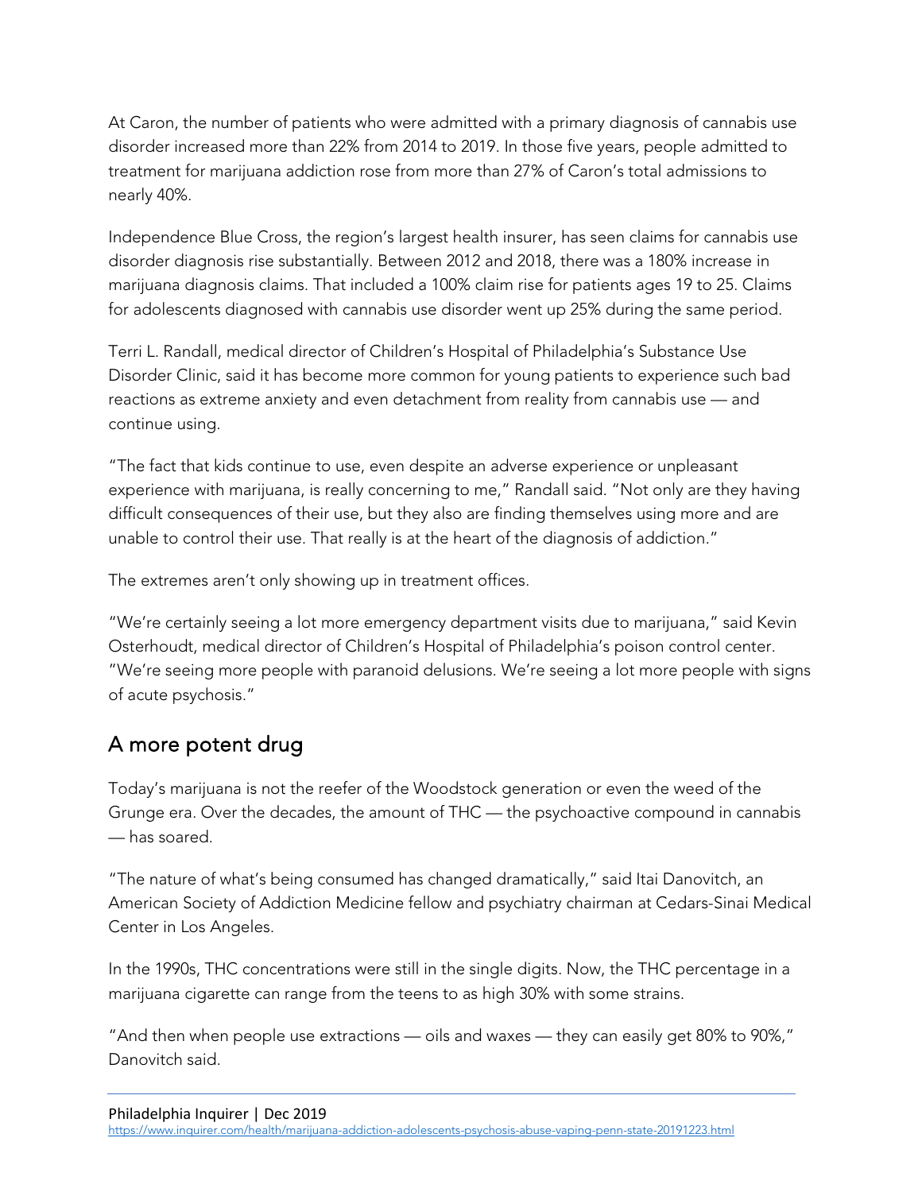At Caron, the number of patients who were admitted with a primary diagnosis of cannabis use disorder increased more than 22% from 2014 to 2019. In those five years, people admitted to treatment for marijuana addiction rose from more than 27% of Caron's total admissions to nearly 40%.

Independence Blue Cross, the region's largest health insurer, has seen claims for cannabis use disorder diagnosis rise substantially. Between 2012 and 2018, there was a 180% increase in marijuana diagnosis claims. That included a 100% claim rise for patients ages 19 to 25. Claims for adolescents diagnosed with cannabis use disorder went up 25% during the same period.

Terri L. Randall, medical director of Children's Hospital of Philadelphia's Substance Use Disorder Clinic, said it has become more common for young patients to experience such bad reactions as extreme anxiety and even detachment from reality from cannabis use — and continue using.

"The fact that kids continue to use, even despite an adverse experience or unpleasant experience with marijuana, is really concerning to me," Randall said. "Not only are they having difficult consequences of their use, but they also are finding themselves using more and are unable to control their use. That really is at the heart of the diagnosis of addiction."

The extremes aren't only showing up in treatment offices.

"We're certainly seeing a lot more emergency department visits due to marijuana," said Kevin Osterhoudt, medical director of Children's Hospital of Philadelphia's poison control center. "We're seeing more people with paranoid delusions. We're seeing a lot more people with signs of acute psychosis."

## A more potent drug

Today's marijuana is not the reefer of the Woodstock generation or even the weed of the Grunge era. Over the decades, the amount of THC — the psychoactive compound in cannabis — has soared.

"The nature of what's being consumed has changed dramatically," said Itai Danovitch, an American Society of Addiction Medicine fellow and psychiatry chairman at Cedars-Sinai Medical Center in Los Angeles.

In the 1990s, THC concentrations were still in the single digits. Now, the THC percentage in a marijuana cigarette can range from the teens to as high 30% with some strains.

"And then when people use extractions — oils and waxes — they can easily get 80% to 90%," Danovitch said.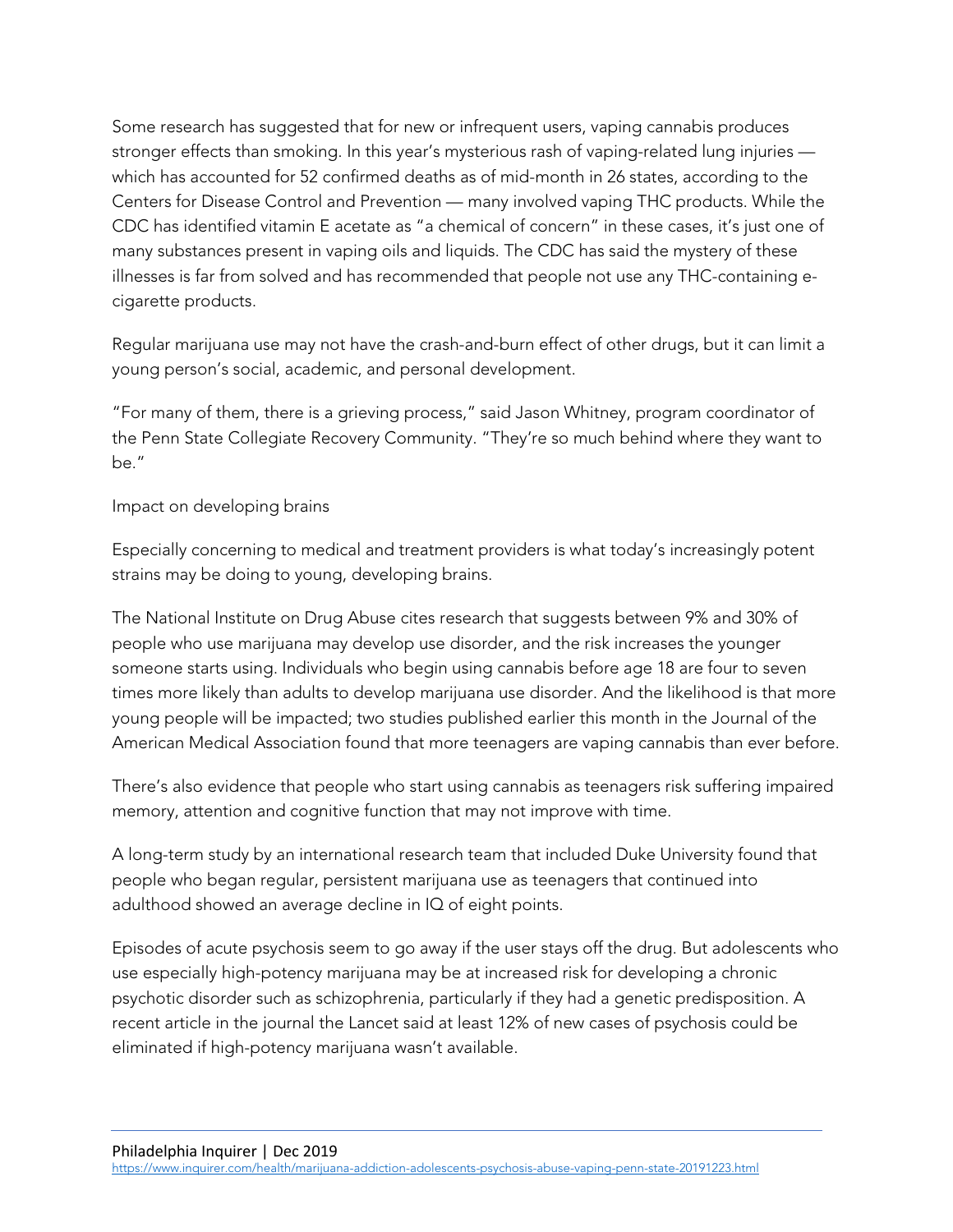Some research has suggested that for new or infrequent users, vaping cannabis produces stronger effects than smoking. In this year's mysterious rash of vaping-related lung injuries — which has accounted for 52 confirmed deaths as of mid-month in 26 states, according to the Centers for Disease Control and Prevention — many involved vaping THC products. While the CDC has identified vitamin E acetate as "a chemical of concern" in these cases, it's just one of many substances present in vaping oils and liquids. The CDC has said the mystery of these illnesses is far from solved and has recommended that people not use any THC-containing e-cigarette products.

Regular marijuana use may not have the crash-and-burn effect of other drugs, but it can limit a young person's social, academic, and personal development.

"For many of them, there is a grieving process," said Jason Whitney, program coordinator of the Penn State Collegiate Recovery Community. "They're so much behind where they want to be."

## Impact on developing brains

Especially concerning to medical and treatment providers is what today's increasingly potent strains may be doing to young, developing brains.

The National Institute on Drug Abuse cites research that suggests between 9% and 30% of people who use marijuana may develop use disorder, and the risk increases the younger someone starts using. Individuals who begin using cannabis before age 18 are four to seven times more likely than adults to develop marijuana use disorder. And the likelihood is that more young people will be impacted; two studies published earlier this month in the Journal of the American Medical Association found that more teenagers are vaping cannabis than ever before.

There's also evidence that people who start using cannabis as teenagers risk suffering impaired memory, attention and cognitive function that may not improve with time.

A long-term study by an international research team that included Duke University found that people who began regular, persistent marijuana use as teenagers that continued into adulthood showed an average decline in IQ of eight points.

Episodes of acute psychosis seem to go away if the user stays off the drug. But adolescents who use especially high-potency marijuana may be at increased risk for developing a chronic psychotic disorder such as schizophrenia, particularly if they had a genetic predisposition. A recent article in the journal the Lancet said at least 12% of new cases of psychosis could be eliminated if high-potency marijuana wasn't available.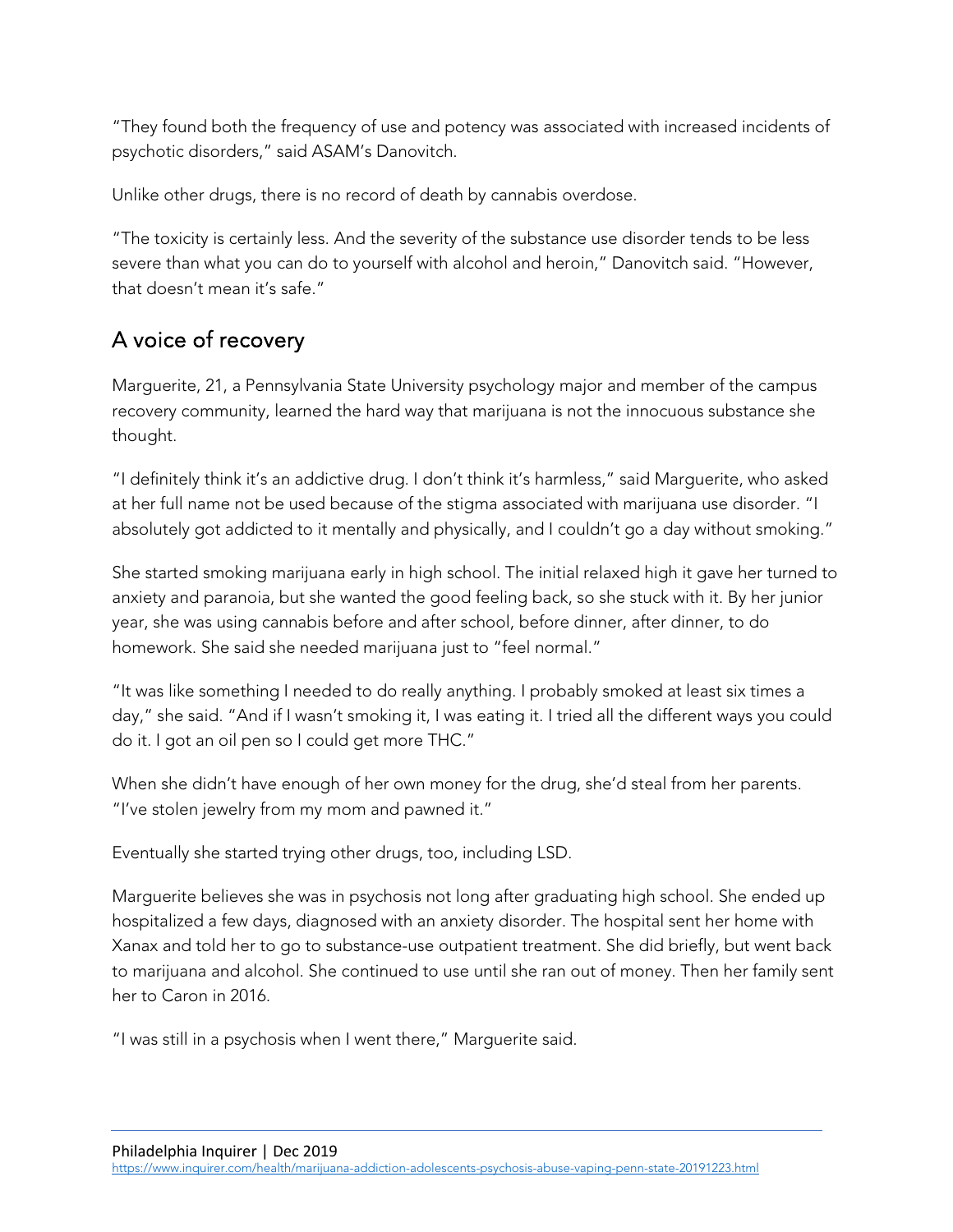"They found both the frequency of use and potency was associated with increased incidents of psychotic disorders," said ASAM's Danovitch.

Unlike other drugs, there is no record of death by cannabis overdose.

"The toxicity is certainly less. And the severity of the substance use disorder tends to be less severe than what you can do to yourself with alcohol and heroin," Danovitch said. "However, that doesn't mean it's safe."

## A voice of recovery

Marguerite, 21, a Pennsylvania State University psychology major and member of the campus recovery community, learned the hard way that marijuana is not the innocuous substance she thought.

"I definitely think it's an addictive drug. I don't think it's harmless," said Marguerite, who asked at her full name not be used because of the stigma associated with marijuana use disorder. "I absolutely got addicted to it mentally and physically, and I couldn't go a day without smoking."

She started smoking marijuana early in high school. The initial relaxed high it gave her turned to anxiety and paranoia, but she wanted the good feeling back, so she stuck with it. By her junior year, she was using cannabis before and after school, before dinner, after dinner, to do homework. She said she needed marijuana just to "feel normal."

"It was like something I needed to do really anything. I probably smoked at least six times a day," she said. "And if I wasn't smoking it, I was eating it. I tried all the different ways you could do it. I got an oil pen so I could get more THC."

When she didn't have enough of her own money for the drug, she'd steal from her parents. "I've stolen jewelry from my mom and pawned it."

Eventually she started trying other drugs, too, including LSD.

Marguerite believes she was in psychosis not long after graduating high school. She ended up hospitalized a few days, diagnosed with an anxiety disorder. The hospital sent her home with Xanax and told her to go to substance-use outpatient treatment. She did briefly, but went back to marijuana and alcohol. She continued to use until she ran out of money. Then her family sent her to Caron in 2016.

"I was still in a psychosis when I went there," Marguerite said.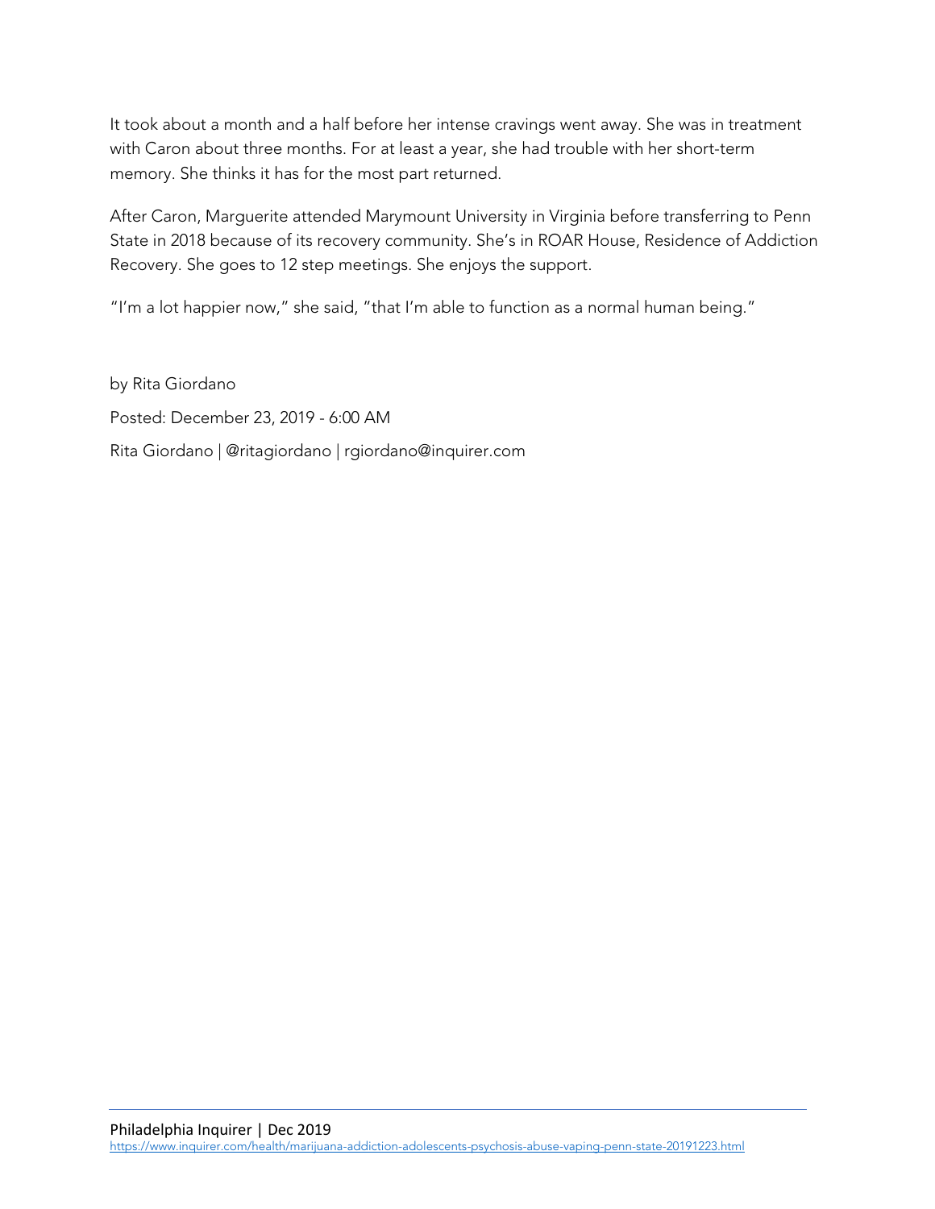It took about a month and a half before her intense cravings went away. She was in treatment with Caron about three months. For at least a year, she had trouble with her short-term memory. She thinks it has for the most part returned.

After Caron, Marguerite attended Marymount University in Virginia before transferring to Penn State in 2018 because of its recovery community. She's in ROAR House, Residence of Addiction Recovery. She goes to 12 step meetings. She enjoys the support.

"I'm a lot happier now," she said, "that I'm able to function as a normal human being."

by Rita Giordano

Posted: December 23, 2019 - 6:00 AM

Rita Giordano | @ritagiordano | rgiordano@inquirer.com